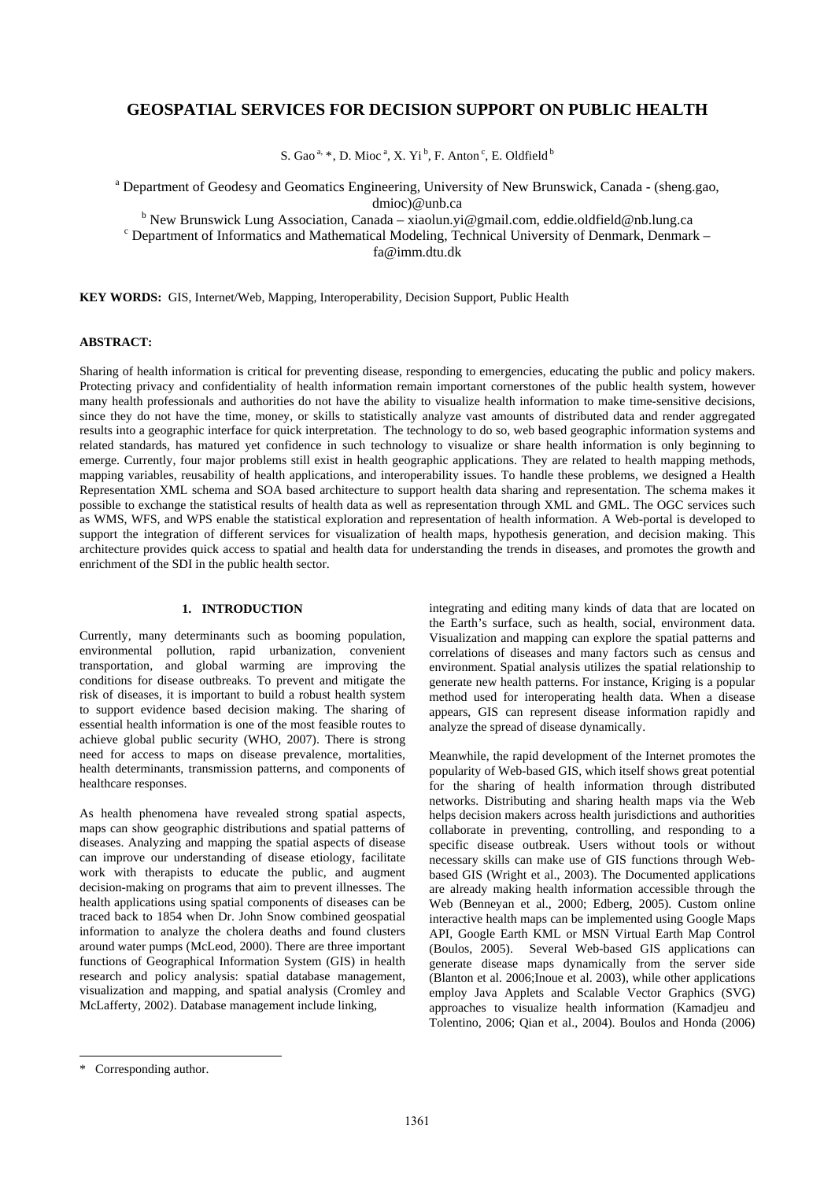# GEOSPATIAL SERVICES FOR DECISION SUPPORT ON PUBLIC HEALTH

S. Gao [a, *], D. Mioc [a], X. Yi [b], F. Anton [c], E. Oldfield [b]

[a] Department of Geodesy and Geomatics Engineering, University of New Brunswick, Canada - (sheng.gao, dmioc)@unb.ca

[b] New Brunswick Lung Association, Canada – xiaolun.yi@gmail.com, eddie.oldfield@nb.lung.ca

[c] Department of Informatics and Mathematical Modeling, Technical University of Denmark, Denmark – fa@imm.dtu.dk

**KEY WORDS:** GIS, Internet/Web, Mapping, Interoperability, Decision Support, Public Health

**ABSTRACT:**

Sharing of health information is critical for preventing disease, responding to emergencies, educating the public and policy makers. Protecting privacy and confidentiality of health information remain important cornerstones of the public health system, however many health professionals and authorities do not have the ability to visualize health information to make time-sensitive decisions, since they do not have the time, money, or skills to statistically analyze vast amounts of distributed data and render aggregated results into a geographic interface for quick interpretation. The technology to do so, web based geographic information systems and related standards, has matured yet confidence in such technology to visualize or share health information is only beginning to emerge. Currently, four major problems still exist in health geographic applications. They are related to health mapping methods, mapping variables, reusability of health applications, and interoperability issues. To handle these problems, we designed a Health Representation XML schema and SOA based architecture to support health data sharing and representation. The schema makes it possible to exchange the statistical results of health data as well as representation through XML and GML. The OGC services such as WMS, WFS, and WPS enable the statistical exploration and representation of health information. A Web-portal is developed to support the integration of different services for visualization of health maps, hypothesis generation, and decision making. This architecture provides quick access to spatial and health data for understanding the trends in diseases, and promotes the growth and enrichment of the SDI in the public health sector.

## 1. INTRODUCTION

Currently, many determinants such as booming population, environmental pollution, rapid urbanization, convenient transportation, and global warming are improving the conditions for disease outbreaks. To prevent and mitigate the risk of diseases, it is important to build a robust health system to support evidence based decision making. The sharing of essential health information is one of the most feasible routes to achieve global public security (WHO, 2007). There is strong need for access to maps on disease prevalence, mortalities, health determinants, transmission patterns, and components of healthcare responses.

As health phenomena have revealed strong spatial aspects, maps can show geographic distributions and spatial patterns of diseases. Analyzing and mapping the spatial aspects of disease can improve our understanding of disease etiology, facilitate work with therapists to educate the public, and augment decision-making on programs that aim to prevent illnesses. The health applications using spatial components of diseases can be traced back to 1854 when Dr. John Snow combined geospatial information to analyze the cholera deaths and found clusters around water pumps (McLeod, 2000). There are three important functions of Geographical Information System (GIS) in health research and policy analysis: spatial database management, visualization and mapping, and spatial analysis (Cromley and McLafferty, 2002). Database management include linking, integrating and editing many kinds of data that are located on the Earth's surface, such as health, social, environment data. Visualization and mapping can explore the spatial patterns and correlations of diseases and many factors such as census and environment. Spatial analysis utilizes the spatial relationship to generate new health patterns. For instance, Kriging is a popular method used for interoperating health data. When a disease appears, GIS can represent disease information rapidly and analyze the spread of disease dynamically.

Meanwhile, the rapid development of the Internet promotes the popularity of Web-based GIS, which itself shows great potential for the sharing of health information through distributed networks. Distributing and sharing health maps via the Web helps decision makers across health jurisdictions and authorities collaborate in preventing, controlling, and responding to a specific disease outbreak. Users without tools or without necessary skills can make use of GIS functions through Web-based GIS (Wright et al., 2003). The Documented applications are already making health information accessible through the Web (Benneyan et al., 2000; Edberg, 2005). Custom online interactive health maps can be implemented using Google Maps API, Google Earth KML or MSN Virtual Earth Map Control (Boulos, 2005). Several Web-based GIS applications can generate disease maps dynamically from the server side (Blanton et al. 2006;Inoue et al. 2003), while other applications employ Java Applets and Scalable Vector Graphics (SVG) approaches to visualize health information (Kamadjeu and Tolentino, 2006; Qian et al., 2004). Boulos and Honda (2006)

---

\* Corresponding author.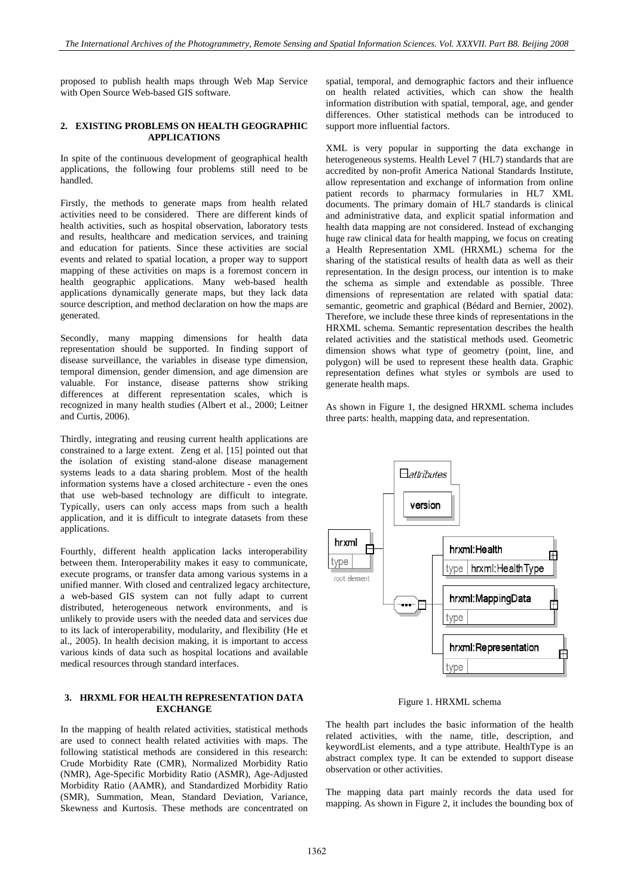proposed to publish health maps through Web Map Service with Open Source Web-based GIS software.

## 2. EXISTING PROBLEMS ON HEALTH GEOGRAPHIC APPLICATIONS

In spite of the continuous development of geographical health applications, the following four problems still need to be handled.

Firstly, the methods to generate maps from health related activities need to be considered. There are different kinds of health activities, such as hospital observation, laboratory tests and results, healthcare and medication services, and training and education for patients. Since these activities are social events and related to spatial location, a proper way to support mapping of these activities on maps is a foremost concern in health geographic applications. Many web-based health applications dynamically generate maps, but they lack data source description, and method declaration on how the maps are generated.

Secondly, many mapping dimensions for health data representation should be supported. In finding support of disease surveillance, the variables in disease type dimension, temporal dimension, gender dimension, and age dimension are valuable. For instance, disease patterns show striking differences at different representation scales, which is recognized in many health studies (Albert et al., 2000; Leitner and Curtis, 2006).

Thirdly, integrating and reusing current health applications are constrained to a large extent. Zeng et al. [15] pointed out that the isolation of existing stand-alone disease management systems leads to a data sharing problem. Most of the health information systems have a closed architecture - even the ones that use web-based technology are difficult to integrate. Typically, users can only access maps from such a health application, and it is difficult to integrate datasets from these applications.

Fourthly, different health application lacks interoperability between them. Interoperability makes it easy to communicate, execute programs, or transfer data among various systems in a unified manner. With closed and centralized legacy architecture, a web-based GIS system can not fully adapt to current distributed, heterogeneous network environments, and is unlikely to provide users with the needed data and services due to its lack of interoperability, modularity, and flexibility (He et al., 2005). In health decision making, it is important to access various kinds of data such as hospital locations and available medical resources through standard interfaces.

## 3. HRXML FOR HEALTH REPRESENTATION DATA EXCHANGE

In the mapping of health related activities, statistical methods are used to connect health related activities with maps. The following statistical methods are considered in this research: Crude Morbidity Rate (CMR), Normalized Morbidity Ratio (NMR), Age-Specific Morbidity Ratio (ASMR), Age-Adjusted Morbidity Ratio (AAMR), and Standardized Morbidity Ratio (SMR), Summation, Mean, Standard Deviation, Variance, Skewness and Kurtosis. These methods are concentrated on spatial, temporal, and demographic factors and their influence on health related activities, which can show the health information distribution with spatial, temporal, age, and gender differences. Other statistical methods can be introduced to support more influential factors.

XML is very popular in supporting the data exchange in heterogeneous systems. Health Level 7 (HL7) standards that are accredited by non-profit America National Standards Institute, allow representation and exchange of information from online patient records to pharmacy formularies in HL7 XML documents. The primary domain of HL7 standards is clinical and administrative data, and explicit spatial information and health data mapping are not considered. Instead of exchanging huge raw clinical data for health mapping, we focus on creating a Health Representation XML (HRXML) schema for the sharing of the statistical results of health data as well as their representation. In the design process, our intention is to make the schema as simple and extendable as possible. Three dimensions of representation are related with spatial data: semantic, geometric and graphical (Bédard and Bernier, 2002). Therefore, we include these three kinds of representations in the HRXML schema. Semantic representation describes the health related activities and the statistical methods used. Geometric dimension shows what type of geometry (point, line, and polygon) will be used to represent these health data. Graphic representation defines what styles or symbols are used to generate health maps.

As shown in Figure 1, the designed HRXML schema includes three parts: health, mapping data, and representation.

Figure 1. HRXML schema

The health part includes the basic information of the health related activities, with the name, title, description, and keywordList elements, and a type attribute. HealthType is an abstract complex type. It can be extended to support disease observation or other activities.

The mapping data part mainly records the data used for mapping. As shown in Figure 2, it includes the bounding box of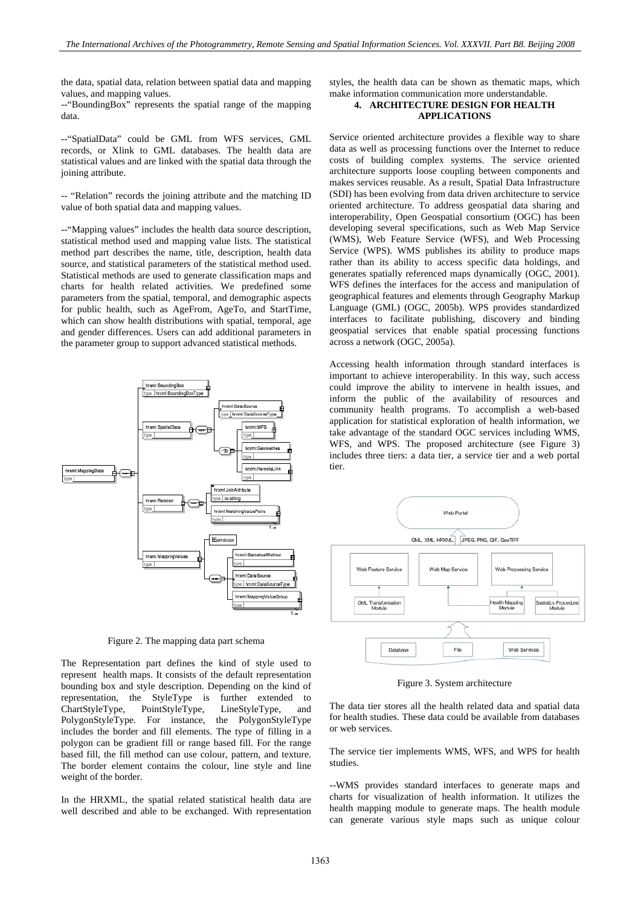the data, spatial data, relation between spatial data and mapping values, and mapping values.

--"BoundingBox" represents the spatial range of the mapping data.

--"SpatialData" could be GML from WFS services, GML records, or Xlink to GML databases. The health data are statistical values and are linked with the spatial data through the joining attribute.

-- "Relation" records the joining attribute and the matching ID value of both spatial data and mapping values.

--"Mapping values" includes the health data source description, statistical method used and mapping value lists. The statistical method part describes the name, title, description, health data source, and statistical parameters of the statistical method used. Statistical methods are used to generate classification maps and charts for health related activities. We predefined some parameters from the spatial, temporal, and demographic aspects for public health, such as AgeFrom, AgeTo, and StartTime, which can show health distributions with spatial, temporal, age and gender differences. Users can add additional parameters in the parameter group to support advanced statistical methods.

Figure 2. The mapping data part schema

The Representation part defines the kind of style used to represent health maps. It consists of the default representation bounding box and style description. Depending on the kind of representation, the StyleType is further extended to ChartStyleType, PointStyleType, LineStyleType, and PolygonStyleType. For instance, the PolygonStyleType includes the border and fill elements. The type of filling in a polygon can be gradient fill or range based fill. For the range based fill, the fill method can use colour, pattern, and texture. The border element contains the colour, line style and line weight of the border.

In the HRXML, the spatial related statistical health data are well described and able to be exchanged. With representation styles, the health data can be shown as thematic maps, which make information communication more understandable.

## 4. ARCHITECTURE DESIGN FOR HEALTH APPLICATIONS

Service oriented architecture provides a flexible way to share data as well as processing functions over the Internet to reduce costs of building complex systems. The service oriented architecture supports loose coupling between components and makes services reusable. As a result, Spatial Data Infrastructure (SDI) has been evolving from data driven architecture to service oriented architecture. To address geospatial data sharing and interoperability, Open Geospatial consortium (OGC) has been developing several specifications, such as Web Map Service (WMS), Web Feature Service (WFS), and Web Processing Service (WPS). WMS publishes its ability to produce maps rather than its ability to access specific data holdings, and generates spatially referenced maps dynamically (OGC, 2001). WFS defines the interfaces for the access and manipulation of geographical features and elements through Geography Markup Language (GML) (OGC, 2005b). WPS provides standardized interfaces to facilitate publishing, discovery and binding geospatial services that enable spatial processing functions across a network (OGC, 2005a).

Accessing health information through standard interfaces is important to achieve interoperability. In this way, such access could improve the ability to intervene in health issues, and inform the public of the availability of resources and community health programs. To accomplish a web-based application for statistical exploration of health information, we take advantage of the standard OGC services including WMS, WFS, and WPS. The proposed architecture (see Figure 3) includes three tiers: a data tier, a service tier and a web portal tier.

Figure 3. System architecture

The data tier stores all the health related data and spatial data for health studies. These data could be available from databases or web services.

The service tier implements WMS, WFS, and WPS for health studies.

--WMS provides standard interfaces to generate maps and charts for visualization of health information. It utilizes the health mapping module to generate maps. The health module can generate various style maps such as unique colour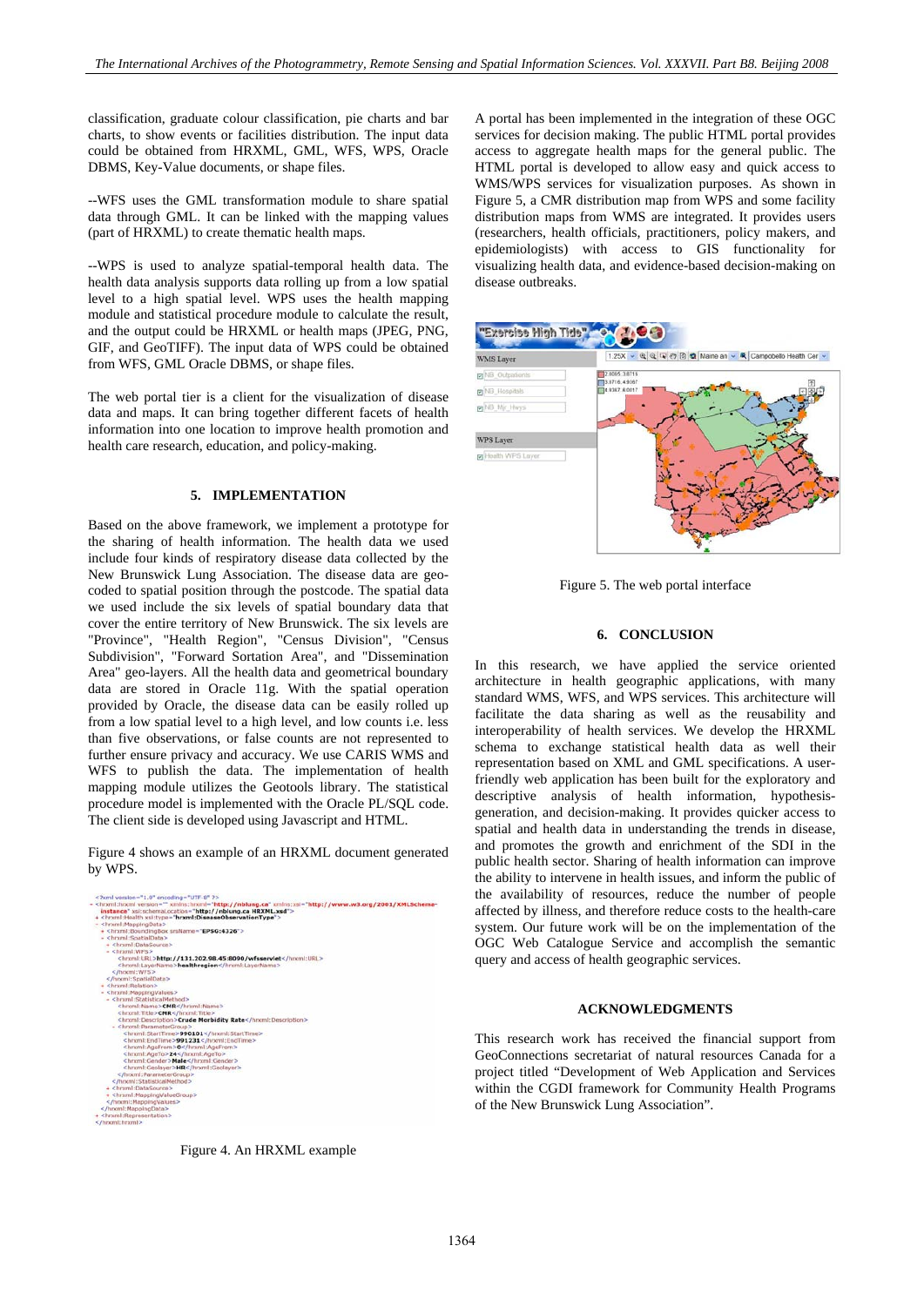classification, graduate colour classification, pie charts and bar charts, to show events or facilities distribution. The input data could be obtained from HRXML, GML, WFS, WPS, Oracle DBMS, Key-Value documents, or shape files.

--WFS uses the GML transformation module to share spatial data through GML. It can be linked with the mapping values (part of HRXML) to create thematic health maps.

--WPS is used to analyze spatial-temporal health data. The health data analysis supports data rolling up from a low spatial level to a high spatial level. WPS uses the health mapping module and statistical procedure module to calculate the result, and the output could be HRXML or health maps (JPEG, PNG, GIF, and GeoTIFF). The input data of WPS could be obtained from WFS, GML Oracle DBMS, or shape files.

The web portal tier is a client for the visualization of disease data and maps. It can bring together different facets of health information into one location to improve health promotion and health care research, education, and policy-making.

## 5. IMPLEMENTATION

Based on the above framework, we implement a prototype for the sharing of health information. The health data we used include four kinds of respiratory disease data collected by the New Brunswick Lung Association. The disease data are geo-coded to spatial position through the postcode. The spatial data we used include the six levels of spatial boundary data that cover the entire territory of New Brunswick. The six levels are "Province", "Health Region", "Census Division", "Census Subdivision", "Forward Sortation Area", and "Dissemination Area" geo-layers. All the health data and geometrical boundary data are stored in Oracle 11g. With the spatial operation provided by Oracle, the disease data can be easily rolled up from a low spatial level to a high level, and low counts i.e. less than five observations, or false counts are not represented to further ensure privacy and accuracy. We use CARIS WMS and WFS to publish the data. The implementation of health mapping module utilizes the Geotools library. The statistical procedure model is implemented with the Oracle PL/SQL code. The client side is developed using Javascript and HTML.

Figure 4 shows an example of an HRXML document generated by WPS.

```
<?xml version="1.0" encoding="UTF-8" ?>
- <hrxml:hrxml version="" xmlns:hrxml="http://nblung.ca" xmlns:xsi="http://www.w3.org/2001/XMLSchema-instance" xsi:schemaLocation="http://nblung.ca HRXML.xsd">
+ <hrxml:Health xsi:type="hrxml:DiseaseObservationType">
- <hrxml:MappingData>
  + <hrxml:BoundingBox srsName="EPSG:4326">
  - <hrxml:SpatialData>
    + <hrxml:DataSource>
    - <hrxml:WFS>
        <hrxml:URL>http://131.202.98.45:8090/wfsservlet</hrxml:URL>
        <hrxml:LayerName>healthregion</hrxml:LayerName>
      </hrxml:WFS>
    </hrxml:SpatialData>
  + <hrxml:Relation>
  - <hrxml:MappingValues>
    - <hrxml:StatisticalMethod>
        <hrxml:Name>CMR</hrxml:Name>
        <hrxml:Title>CMR</hrxml:Title>
        <hrxml:Description>Crude Morbidity Rate</hrxml:Description>
      - <hrxml:ParameterGroup>
          <hrxml:StartTime>990101</hrxml:StartTime>
          <hrxml:EndTime>991231</hrxml:EndTime>
          <hrxml:AgeFrom>0</hrxml:AgeFrom>
          <hrxml:AgeTo>24</hrxml:AgeTo>
          <hrxml:Gender>Male</hrxml:Gender>
          <hrxml:Geolayer>HR</hrxml:Geolayer>
        </hrxml:ParameterGroup>
      </hrxml:StatisticalMethod>
    + <hrxml:DataSource>
    + <hrxml:MappingValueGroup>
    </hrxml:MappingValues>
  </hrxml:MappingData>
+ <hrxml:Representation>
</hrxml:hrxml>
```

Figure 4. An HRXML example

A portal has been implemented in the integration of these OGC services for decision making. The public HTML portal provides access to aggregate health maps for the general public. The HTML portal is developed to allow easy and quick access to WMS/WPS services for visualization purposes. As shown in Figure 5, a CMR distribution map from WPS and some facility distribution maps from WMS are integrated. It provides users (researchers, health officials, practitioners, policy makers, and epidemiologists) with access to GIS functionality for visualizing health data, and evidence-based decision-making on disease outbreaks.

Figure 5. The web portal interface

## 6. CONCLUSION

In this research, we have applied the service oriented architecture in health geographic applications, with many standard WMS, WFS, and WPS services. This architecture will facilitate the data sharing as well as the reusability and interoperability of health services. We develop the HRXML schema to exchange statistical health data as well their representation based on XML and GML specifications. A user-friendly web application has been built for the exploratory and descriptive analysis of health information, hypothesis-generation, and decision-making. It provides quicker access to spatial and health data in understanding the trends in disease, and promotes the growth and enrichment of the SDI in the public health sector. Sharing of health information can improve the ability to intervene in health issues, and inform the public of the availability of resources, reduce the number of people affected by illness, and therefore reduce costs to the health-care system. Our future work will be on the implementation of the OGC Web Catalogue Service and accomplish the semantic query and access of health geographic services.

## ACKNOWLEDGMENTS

This research work has received the financial support from GeoConnections secretariat of natural resources Canada for a project titled "Development of Web Application and Services within the CGDI framework for Community Health Programs of the New Brunswick Lung Association".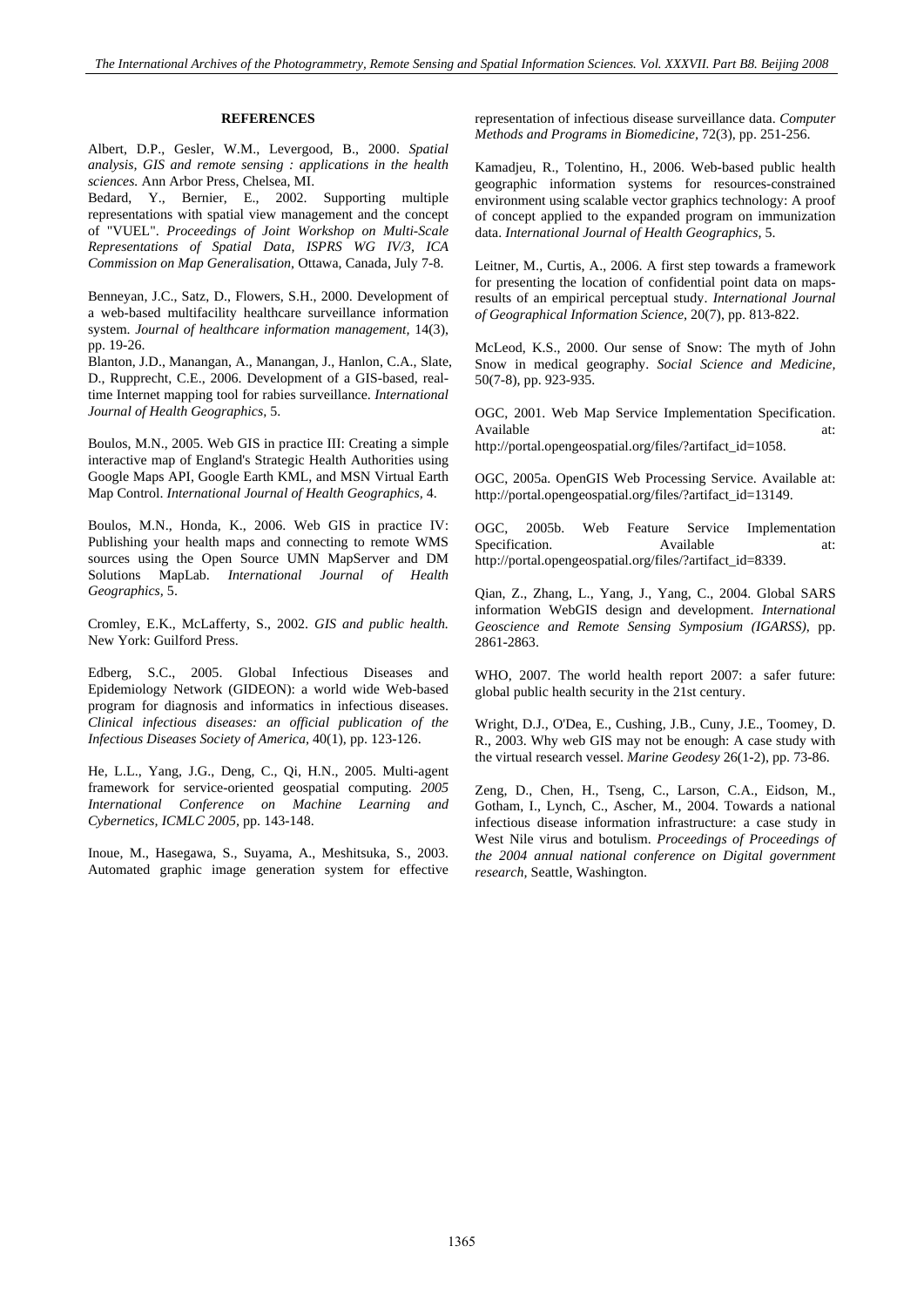## REFERENCES

Albert, D.P., Gesler, W.M., Levergood, B., 2000. *Spatial analysis, GIS and remote sensing : applications in the health sciences.* Ann Arbor Press, Chelsea, MI.

Bedard, Y., Bernier, E., 2002. Supporting multiple representations with spatial view management and the concept of "VUEL". *Proceedings of Joint Workshop on Multi-Scale Representations of Spatial Data, ISPRS WG IV/3, ICA Commission on Map Generalisation*, Ottawa, Canada, July 7-8.

Benneyan, J.C., Satz, D., Flowers, S.H., 2000. Development of a web-based multifacility healthcare surveillance information system. *Journal of healthcare information management*, 14(3), pp. 19-26.

Blanton, J.D., Manangan, A., Manangan, J., Hanlon, C.A., Slate, D., Rupprecht, C.E., 2006. Development of a GIS-based, real-time Internet mapping tool for rabies surveillance. *International Journal of Health Geographics*, 5.

Boulos, M.N., 2005. Web GIS in practice III: Creating a simple interactive map of England's Strategic Health Authorities using Google Maps API, Google Earth KML, and MSN Virtual Earth Map Control. *International Journal of Health Geographics*, 4.

Boulos, M.N., Honda, K., 2006. Web GIS in practice IV: Publishing your health maps and connecting to remote WMS sources using the Open Source UMN MapServer and DM Solutions MapLab. *International Journal of Health Geographics*, 5.

Cromley, E.K., McLafferty, S., 2002. *GIS and public health.* New York: Guilford Press.

Edberg, S.C., 2005. Global Infectious Diseases and Epidemiology Network (GIDEON): a world wide Web-based program for diagnosis and informatics in infectious diseases. *Clinical infectious diseases: an official publication of the Infectious Diseases Society of America*, 40(1), pp. 123-126.

He, L.L., Yang, J.G., Deng, C., Qi, H.N., 2005. Multi-agent framework for service-oriented geospatial computing. *2005 International Conference on Machine Learning and Cybernetics, ICMLC 2005*, pp. 143-148.

Inoue, M., Hasegawa, S., Suyama, A., Meshitsuka, S., 2003. Automated graphic image generation system for effective representation of infectious disease surveillance data. *Computer Methods and Programs in Biomedicine*, 72(3), pp. 251-256.

Kamadjeu, R., Tolentino, H., 2006. Web-based public health geographic information systems for resources-constrained environment using scalable vector graphics technology: A proof of concept applied to the expanded program on immunization data. *International Journal of Health Geographics*, 5.

Leitner, M., Curtis, A., 2006. A first step towards a framework for presenting the location of confidential point data on maps-results of an empirical perceptual study. *International Journal of Geographical Information Science*, 20(7), pp. 813-822.

McLeod, K.S., 2000. Our sense of Snow: The myth of John Snow in medical geography. *Social Science and Medicine*, 50(7-8), pp. 923-935.

OGC, 2001. Web Map Service Implementation Specification. Available at: http://portal.opengeospatial.org/files/?artifact_id=1058.

OGC, 2005a. OpenGIS Web Processing Service. Available at: http://portal.opengeospatial.org/files/?artifact_id=13149.

OGC, 2005b. Web Feature Service Implementation Specification. Available at: http://portal.opengeospatial.org/files/?artifact_id=8339.

Qian, Z., Zhang, L., Yang, J., Yang, C., 2004. Global SARS information WebGIS design and development. *International Geoscience and Remote Sensing Symposium (IGARSS)*, pp. 2861-2863.

WHO, 2007. The world health report 2007: a safer future: global public health security in the 21st century.

Wright, D.J., O'Dea, E., Cushing, J.B., Cuny, J.E., Toomey, D. R., 2003. Why web GIS may not be enough: A case study with the virtual research vessel. *Marine Geodesy* 26(1-2), pp. 73-86.

Zeng, D., Chen, H., Tseng, C., Larson, C.A., Eidson, M., Gotham, I., Lynch, C., Ascher, M., 2004. Towards a national infectious disease information infrastructure: a case study in West Nile virus and botulism. *Proceedings of Proceedings of the 2004 annual national conference on Digital government research*, Seattle, Washington.